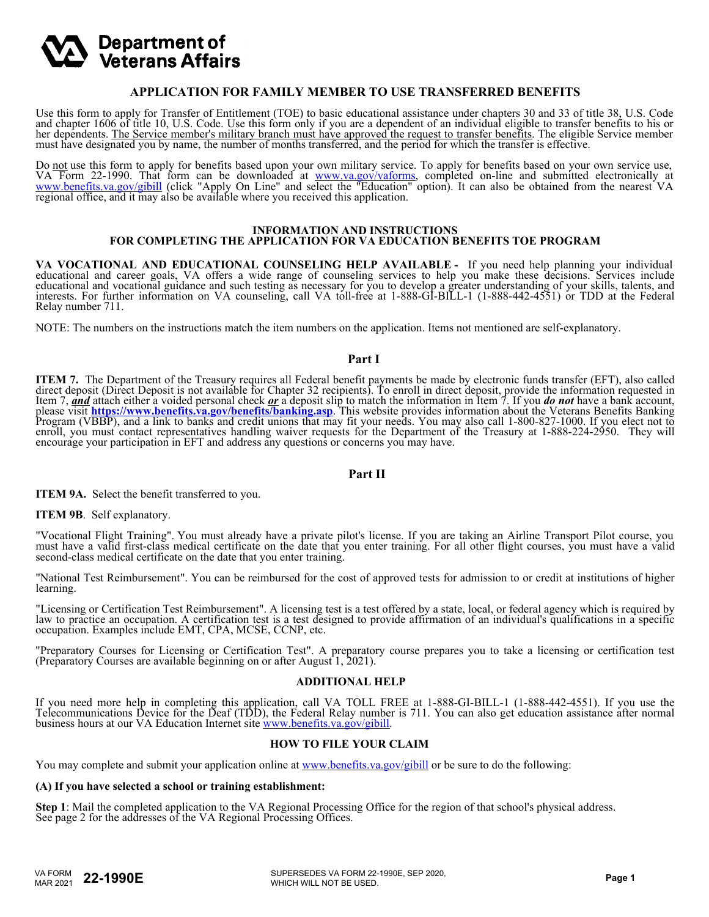**Department of Veterans Affairs**

# APPLICATION FOR FAMILY MEMBER TO USE TRANSFERRED BENEFITS

Use this form to apply for Transfer of Entitlement (TOE) to basic educational assistance under chapters 30 and 33 of title 38, U.S. Code and chapter 1606 of title 10, U.S. Code. Use this form only if you are a dependent of an individual eligible to transfer benefits to his or her dependents. The Service member's military branch must have approved the request to transfer benefits. The eligible Service member must have designated you by name, the number of months transferred, and the period for which the transfer is effective.

Do not use this form to apply for benefits based upon your own military service. To apply for benefits based on your own service use, VA Form 22-1990. That form can be downloaded at www.va.gov/vaforms, completed on-line and submitted electronically at www.benefits.va.gov/gibill (click "Apply On Line" and select the "Education" option). It can also be obtained from the nearest VA regional office, and it may also be available where you received this application.

## INFORMATION AND INSTRUCTIONS FOR COMPLETING THE APPLICATION FOR VA EDUCATION BENEFITS TOE PROGRAM

**VA VOCATIONAL AND EDUCATIONAL COUNSELING HELP AVAILABLE -** If you need help planning your individual educational and career goals, VA offers a wide range of counseling services to help you make these decisions. Services include educational and vocational guidance and such testing as necessary for you to develop a greater understanding of your skills, talents, and interests. For further information on VA counseling, call VA toll-free at 1-888-GI-BILL-1 (1-888-442-4551) or TDD at the Federal Relay number 711.

NOTE: The numbers on the instructions match the item numbers on the application. Items not mentioned are self-explanatory.

### Part I

**ITEM 7.** The Department of the Treasury requires all Federal benefit payments be made by electronic funds transfer (EFT), also called direct deposit (Direct Deposit is not available for Chapter 32 recipients). To enroll in direct deposit, provide the information requested in Item 7, ***and*** attach either a voided personal check ***or*** a deposit slip to match the information in Item 7. If you ***do not*** have a bank account, please visit **https://www.benefits.va.gov/benefits/banking.asp**. This website provides information about the Veterans Benefits Banking Program (VBBP), and a link to banks and credit unions that may fit your needs. You may also call 1-800-827-1000. If you elect not to enroll, you must contact representatives handling waiver requests for the Department of the Treasury at 1-888-224-2950. They will encourage your participation in EFT and address any questions or concerns you may have.

### Part II

**ITEM 9A.** Select the benefit transferred to you.

**ITEM 9B**. Self explanatory.

"Vocational Flight Training". You must already have a private pilot's license. If you are taking an Airline Transport Pilot course, you must have a valid first-class medical certificate on the date that you enter training. For all other flight courses, you must have a valid second-class medical certificate on the date that you enter training.

"National Test Reimbursement". You can be reimbursed for the cost of approved tests for admission to or credit at institutions of higher learning.

"Licensing or Certification Test Reimbursement". A licensing test is a test offered by a state, local, or federal agency which is required by law to practice an occupation. A certification test is a test designed to provide affirmation of an individual's qualifications in a specific occupation. Examples include EMT, CPA, MCSE, CCNP, etc.

"Preparatory Courses for Licensing or Certification Test". A preparatory course prepares you to take a licensing or certification test (Preparatory Courses are available beginning on or after August 1, 2021).

### ADDITIONAL HELP

If you need more help in completing this application, call VA TOLL FREE at 1-888-GI-BILL-1 (1-888-442-4551). If you use the Telecommunications Device for the Deaf (TDD), the Federal Relay number is 711. You can also get education assistance after normal business hours at our VA Education Internet site www.benefits.va.gov/gibill.

### HOW TO FILE YOUR CLAIM

You may complete and submit your application online at www.benefits.va.gov/gibill or be sure to do the following:

**(A) If you have selected a school or training establishment:**

**Step 1**: Mail the completed application to the VA Regional Processing Office for the region of that school's physical address. See page 2 for the addresses of the VA Regional Processing Offices.

VA FORM MAR 2021 **22-1990E** SUPERSEDES VA FORM 22-1990E, SEP 2020, WHICH WILL NOT BE USED.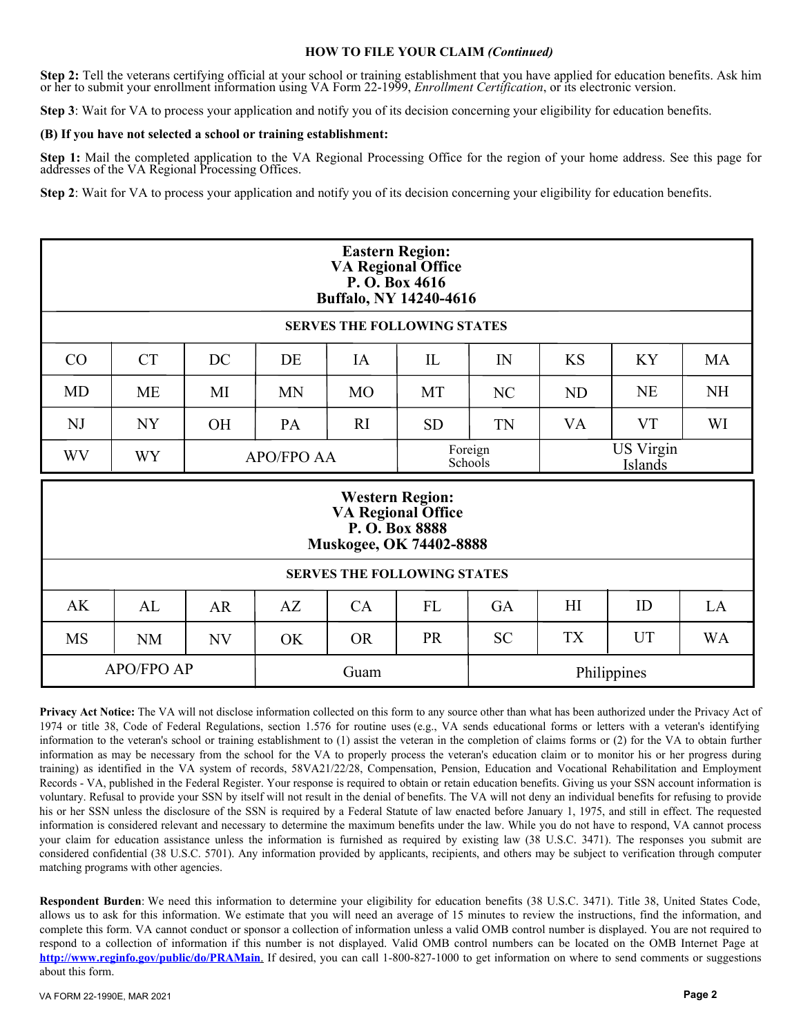## HOW TO FILE YOUR CLAIM *(Continued)*

**Step 2:** Tell the veterans certifying official at your school or training establishment that you have applied for education benefits. Ask him or her to submit your enrollment information using VA Form 22-1999, *Enrollment Certification*, or its electronic version.

**Step 3**: Wait for VA to process your application and notify you of its decision concerning your eligibility for education benefits.

**(B) If you have not selected a school or training establishment:**

**Step 1:** Mail the completed application to the VA Regional Processing Office for the region of your home address. See this page for addresses of the VA Regional Processing Offices.

**Step 2**: Wait for VA to process your application and notify you of its decision concerning your eligibility for education benefits.

| **Eastern Region: VA Regional Office P. O. Box 4616 Buffalo, NY 14240-4616** | | | | | | | | | |
|---|---|---|---|---|---|---|---|---|---|
| **SERVES THE FOLLOWING STATES** | | | | | | | | | |
| CO | CT | DC | DE | IA | IL | IN | KS | KY | MA |
| MD | ME | MI | MN | MO | MT | NC | ND | NE | NH |
| NJ | NY | OH | PA | RI | SD | TN | VA | VT | WI |
| WV | WY | APO/FPO AA | | | Foreign Schools | | US Virgin Islands | | |

| **Western Region: VA Regional Office P. O. Box 8888 Muskogee, OK 74402-8888** | | | | | | | | | |
|---|---|---|---|---|---|---|---|---|---|
| **SERVES THE FOLLOWING STATES** | | | | | | | | | |
| AK | AL | AR | AZ | CA | FL | GA | HI | ID | LA |
| MS | NM | NV | OK | OR | PR | SC | TX | UT | WA |
| APO/FPO AP | | | Guam | | | Philippines | | | |

**Privacy Act Notice:** The VA will not disclose information collected on this form to any source other than what has been authorized under the Privacy Act of 1974 or title 38, Code of Federal Regulations, section 1.576 for routine uses (e.g., VA sends educational forms or letters with a veteran's identifying information to the veteran's school or training establishment to (1) assist the veteran in the completion of claims forms or (2) for the VA to obtain further information as may be necessary from the school for the VA to properly process the veteran's education claim or to monitor his or her progress during training) as identified in the VA system of records, 58VA21/22/28, Compensation, Pension, Education and Vocational Rehabilitation and Employment Records - VA, published in the Federal Register. Your response is required to obtain or retain education benefits. Giving us your SSN account information is voluntary. Refusal to provide your SSN by itself will not result in the denial of benefits. The VA will not deny an individual benefits for refusing to provide his or her SSN unless the disclosure of the SSN is required by a Federal Statute of law enacted before January 1, 1975, and still in effect. The requested information is considered relevant and necessary to determine the maximum benefits under the law. While you do not have to respond, VA cannot process your claim for education assistance unless the information is furnished as required by existing law (38 U.S.C. 3471). The responses you submit are considered confidential (38 U.S.C. 5701). Any information provided by applicants, recipients, and others may be subject to verification through computer matching programs with other agencies.

**Respondent Burden**: We need this information to determine your eligibility for education benefits (38 U.S.C. 3471). Title 38, United States Code, allows us to ask for this information. We estimate that you will need an average of 15 minutes to review the instructions, find the information, and complete this form. VA cannot conduct or sponsor a collection of information unless a valid OMB control number is displayed. You are not required to respond to a collection of information if this number is not displayed. Valid OMB control numbers can be located on the OMB Internet Page at **http://www.reginfo.gov/public/do/PRAMain**. If desired, you can call 1-800-827-1000 to get information on where to send comments or suggestions about this form.

VA FORM 22-1990E, MAR 2021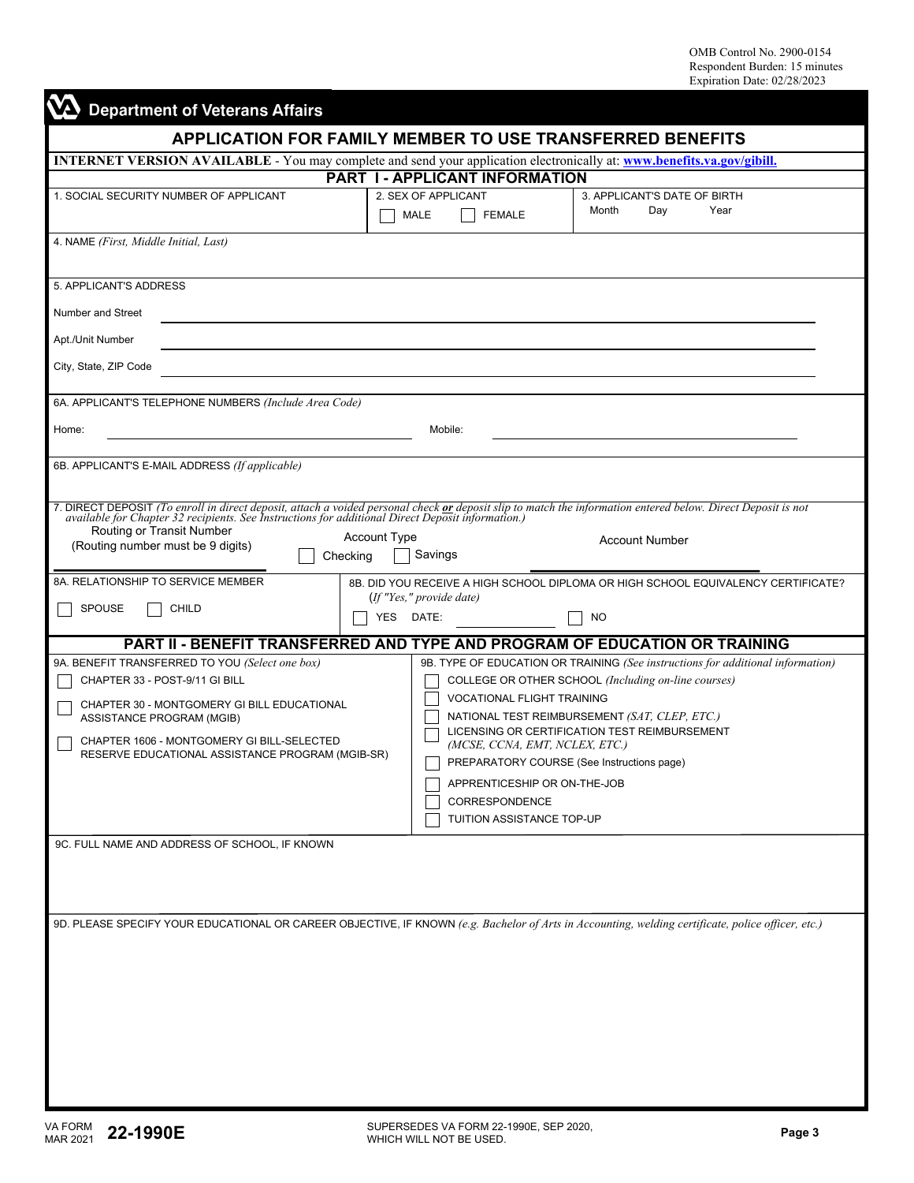OMB Control No. 2900-0154
Respondent Burden: 15 minutes
Expiration Date: 02/28/2023

**Department of Veterans Affairs**

# APPLICATION FOR FAMILY MEMBER TO USE TRANSFERRED BENEFITS

**INTERNET VERSION AVAILABLE** - You may complete and send your application electronically at: **www.benefits.va.gov/gibill.**

## PART I - APPLICANT INFORMATION

| 1. SOCIAL SECURITY NUMBER OF APPLICANT | 2. SEX OF APPLICANT | 3. APPLICANT'S DATE OF BIRTH |
|---|---|---|
| | ☐ MALE ☐ FEMALE | Month Day Year |

4. NAME *(First, Middle Initial, Last)*

5. APPLICANT'S ADDRESS

Number and Street ______________________________

Apt./Unit Number ______________________________

City, State, ZIP Code ______________________________

6A. APPLICANT'S TELEPHONE NUMBERS *(Include Area Code)*

Home: ______________________ Mobile: ______________________

6B. APPLICANT'S E-MAIL ADDRESS *(If applicable)*

7. DIRECT DEPOSIT *(To enroll in direct deposit, attach a voided personal check **or** deposit slip to match the information entered below. Direct Deposit is not available for Chapter 32 recipients. See Instructions for additional Direct Deposit information.)*

| Routing or Transit Number (Routing number must be 9 digits) | Account Type | Account Number |
|---|---|---|
| | ☐ Checking ☐ Savings | |

| 8A. RELATIONSHIP TO SERVICE MEMBER | 8B. DID YOU RECEIVE A HIGH SCHOOL DIPLOMA OR HIGH SCHOOL EQUIVALENCY CERTIFICATE? *(If "Yes," provide date)* |
|---|---|
| ☐ SPOUSE ☐ CHILD | ☐ YES DATE: ____________ ☐ NO |

## PART II - BENEFIT TRANSFERRED AND TYPE AND PROGRAM OF EDUCATION OR TRAINING

| 9A. BENEFIT TRANSFERRED TO YOU *(Select one box)* | 9B. TYPE OF EDUCATION OR TRAINING *(See instructions for additional information)* |
|---|---|
| ☐ CHAPTER 33 - POST-9/11 GI BILL | ☐ COLLEGE OR OTHER SCHOOL *(Including on-line courses)* |
| ☐ CHAPTER 30 - MONTGOMERY GI BILL EDUCATIONAL ASSISTANCE PROGRAM (MGIB) | ☐ VOCATIONAL FLIGHT TRAINING |
| ☐ CHAPTER 1606 - MONTGOMERY GI BILL-SELECTED RESERVE EDUCATIONAL ASSISTANCE PROGRAM (MGIB-SR) | ☐ NATIONAL TEST REIMBURSEMENT *(SAT, CLEP, ETC.)* |
| | ☐ LICENSING OR CERTIFICATION TEST REIMBURSEMENT *(MCSE, CCNA, EMT, NCLEX, ETC.)* |
| | ☐ PREPARATORY COURSE (See Instructions page) |
| | ☐ APPRENTICESHIP OR ON-THE-JOB |
| | ☐ CORRESPONDENCE |
| | ☐ TUITION ASSISTANCE TOP-UP |

9C. FULL NAME AND ADDRESS OF SCHOOL, IF KNOWN

9D. PLEASE SPECIFY YOUR EDUCATIONAL OR CAREER OBJECTIVE, IF KNOWN *(e.g. Bachelor of Arts in Accounting, welding certificate, police officer, etc.)*

VA FORM MAR 2021 **22-1990E** SUPERSEDES VA FORM 22-1990E, SEP 2020, WHICH WILL NOT BE USED.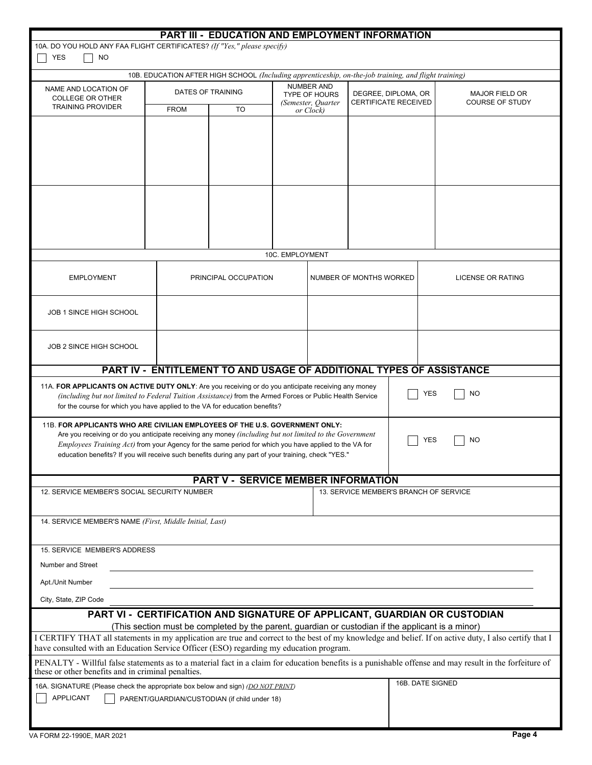## PART III - EDUCATION AND EMPLOYMENT INFORMATION

10A. DO YOU HOLD ANY FAA FLIGHT CERTIFICATES? *(If "Yes," please specify)*

☐ YES ☐ NO

10B. EDUCATION AFTER HIGH SCHOOL *(Including apprenticeship, on-the-job training, and flight training)*

| NAME AND LOCATION OF COLLEGE OR OTHER TRAINING PROVIDER | DATES OF TRAINING | | NUMBER AND TYPE OF HOURS *(Semester, Quarter or Clock)* | DEGREE, DIPLOMA, OR CERTIFICATE RECEIVED | MAJOR FIELD OR COURSE OF STUDY |
|---|---|---|---|---|---|
| | FROM | TO | | | |
| | | | | | |
| | | | | | |

10C. EMPLOYMENT

| EMPLOYMENT | PRINCIPAL OCCUPATION | NUMBER OF MONTHS WORKED | LICENSE OR RATING |
|---|---|---|---|
| JOB 1 SINCE HIGH SCHOOL | | | |
| JOB 2 SINCE HIGH SCHOOL | | | |

## PART IV - ENTITLEMENT TO AND USAGE OF ADDITIONAL TYPES OF ASSISTANCE

11A. **FOR APPLICANTS ON ACTIVE DUTY ONLY**: Are you receiving or do you anticipate receiving any money *(including but not limited to Federal Tuition Assistance)* from the Armed Forces or Public Health Service for the course for which you have applied to the VA for education benefits?

☐ YES ☐ NO

11B. **FOR APPLICANTS WHO ARE CIVILIAN EMPLOYEES OF THE U.S. GOVERNMENT ONLY:** Are you receiving or do you anticipate receiving any money *(including but not limited to the Government Employees Training Act)* from your Agency for the same period for which you have applied to the VA for education benefits? If you will receive such benefits during any part of your training, check "YES."

☐ YES ☐ NO

## PART V - SERVICE MEMBER INFORMATION

12. SERVICE MEMBER'S SOCIAL SECURITY NUMBER

13. SERVICE MEMBER'S BRANCH OF SERVICE

14. SERVICE MEMBER'S NAME *(First, Middle Initial, Last)*

15. SERVICE MEMBER'S ADDRESS

Number and Street

Apt./Unit Number

City, State, ZIP Code

## PART VI - CERTIFICATION AND SIGNATURE OF APPLICANT, GUARDIAN OR CUSTODIAN

(This section must be completed by the parent, guardian or custodian if the applicant is a minor)

I CERTIFY THAT all statements in my application are true and correct to the best of my knowledge and belief. If on active duty, I also certify that I have consulted with an Education Service Officer (ESO) regarding my education program.

PENALTY - Willful false statements as to a material fact in a claim for education benefits is a punishable offense and may result in the forfeiture of these or other benefits and in criminal penalties.

16A. SIGNATURE (Please check the appropriate box below and sign) *(DO NOT PRINT)*

☐ APPLICANT ☐ PARENT/GUARDIAN/CUSTODIAN (if child under 18)

16B. DATE SIGNED

VA FORM 22-1990E, MAR 2021